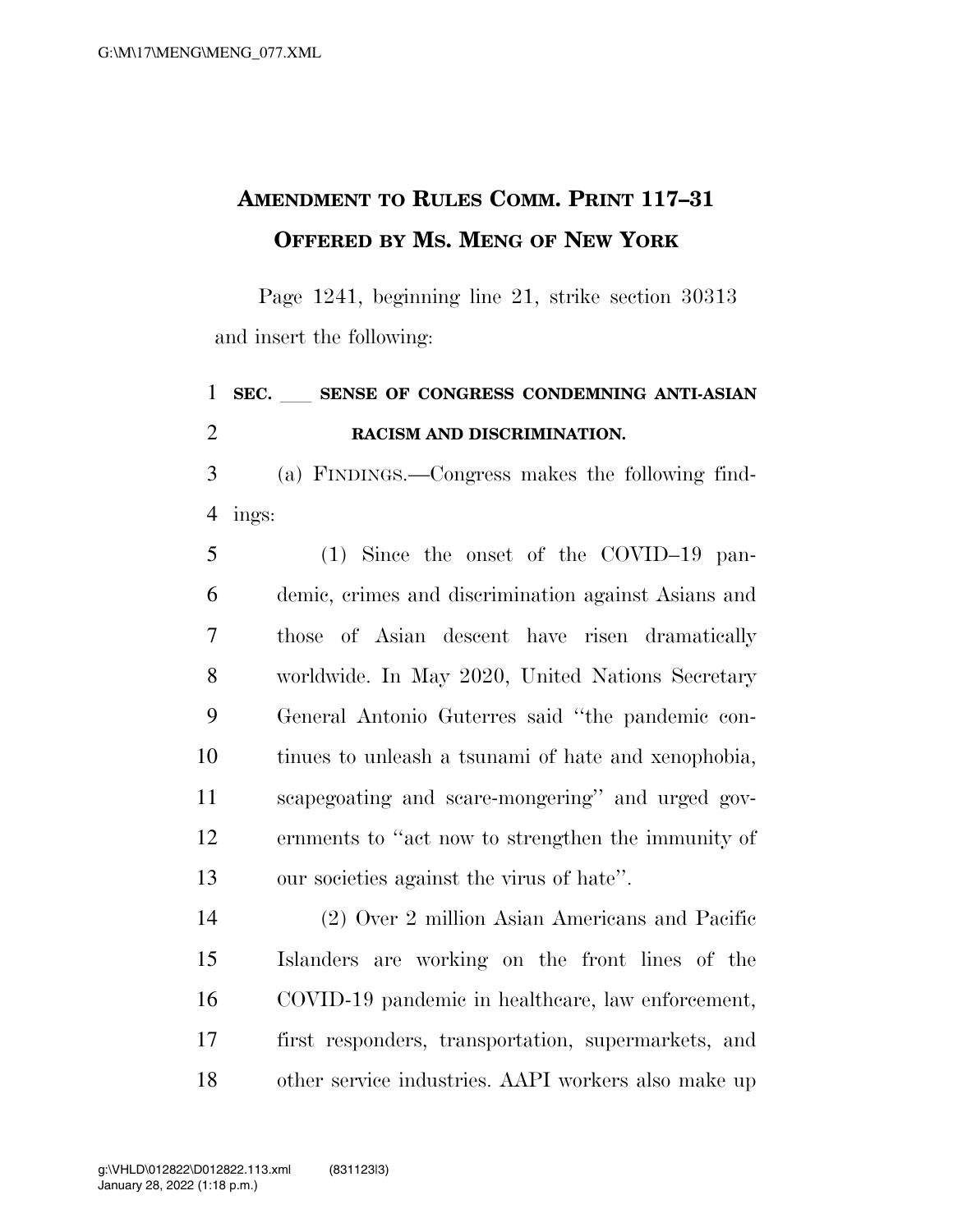# Amendment to Rules Comm. Print 117–31 Offered by Ms. Meng of New York

Page 1241, beginning line 21, strike section 30313 and insert the following:

**SEC. ___ SENSE OF CONGRESS CONDEMNING ANTI-ASIAN RACISM AND DISCRIMINATION.**

(a) FINDINGS.—Congress makes the following findings:

(1) Since the onset of the COVID–19 pandemic, crimes and discrimination against Asians and those of Asian descent have risen dramatically worldwide. In May 2020, United Nations Secretary General Antonio Guterres said "the pandemic continues to unleash a tsunami of hate and xenophobia, scapegoating and scare-mongering" and urged governments to "act now to strengthen the immunity of our societies against the virus of hate".

(2) Over 2 million Asian Americans and Pacific Islanders are working on the front lines of the COVID-19 pandemic in healthcare, law enforcement, first responders, transportation, supermarkets, and other service industries. AAPI workers also make up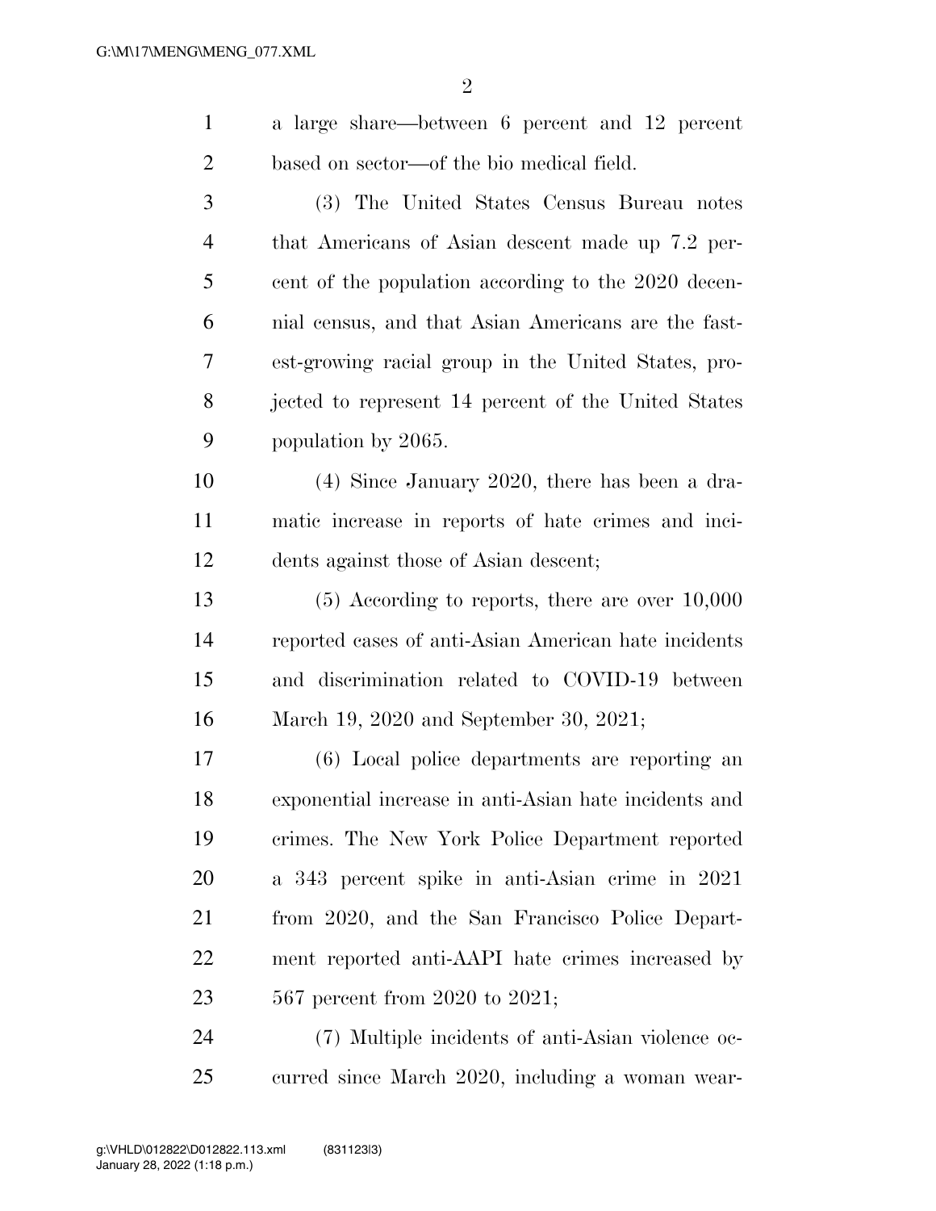a large share—between 6 percent and 12 percent based on sector—of the bio medical field.

(3) The United States Census Bureau notes that Americans of Asian descent made up 7.2 percent of the population according to the 2020 decennial census, and that Asian Americans are the fastest-growing racial group in the United States, projected to represent 14 percent of the United States population by 2065.

(4) Since January 2020, there has been a dramatic increase in reports of hate crimes and incidents against those of Asian descent;

(5) According to reports, there are over 10,000 reported cases of anti-Asian American hate incidents and discrimination related to COVID-19 between March 19, 2020 and September 30, 2021;

(6) Local police departments are reporting an exponential increase in anti-Asian hate incidents and crimes. The New York Police Department reported a 343 percent spike in anti-Asian crime in 2021 from 2020, and the San Francisco Police Department reported anti-AAPI hate crimes increased by 567 percent from 2020 to 2021;

(7) Multiple incidents of anti-Asian violence occurred since March 2020, including a woman wear-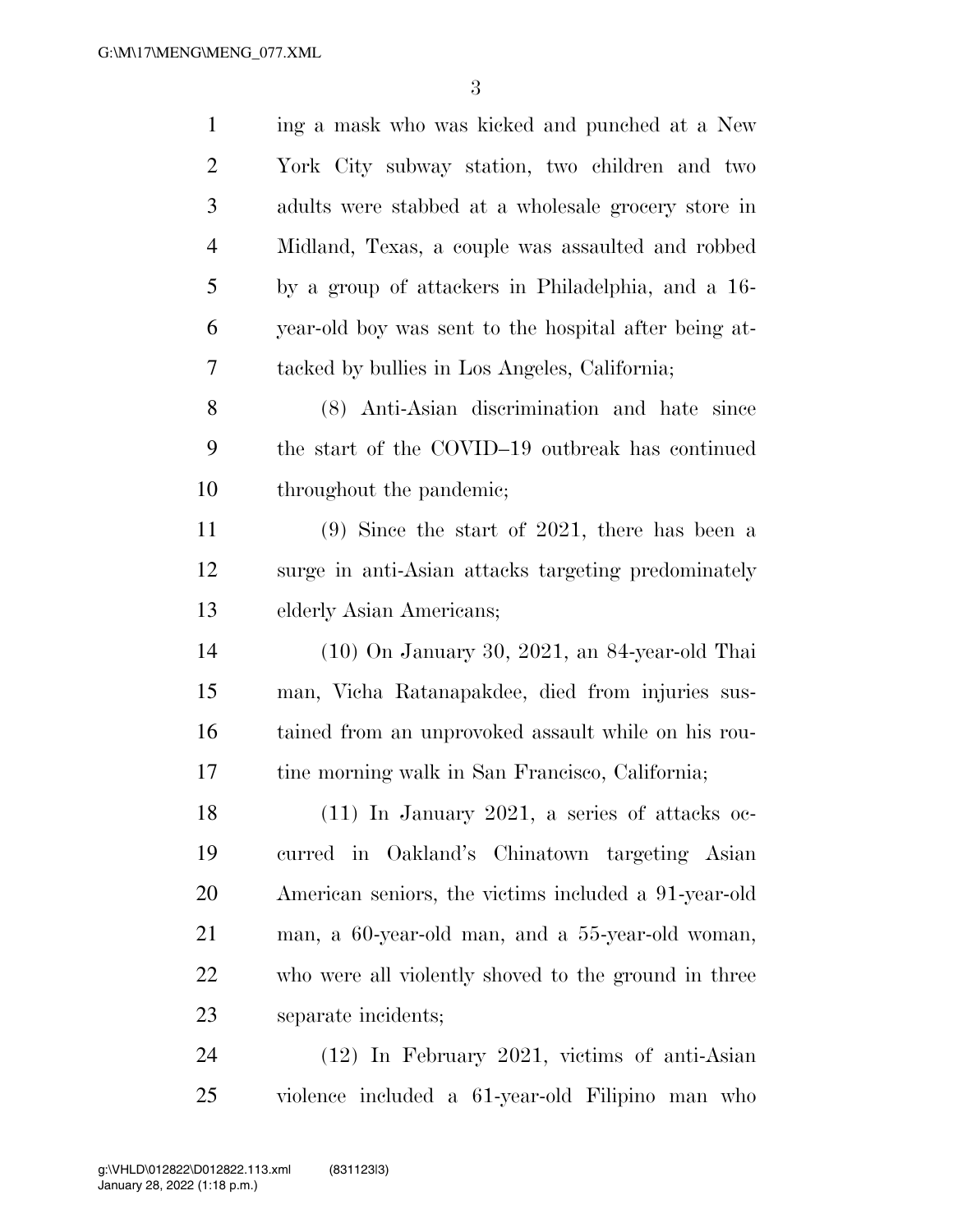ing a mask who was kicked and punched at a New York City subway station, two children and two adults were stabbed at a wholesale grocery store in Midland, Texas, a couple was assaulted and robbed by a group of attackers in Philadelphia, and a 16-year-old boy was sent to the hospital after being attacked by bullies in Los Angeles, California;

(8) Anti-Asian discrimination and hate since the start of the COVID–19 outbreak has continued throughout the pandemic;

(9) Since the start of 2021, there has been a surge in anti-Asian attacks targeting predominately elderly Asian Americans;

(10) On January 30, 2021, an 84-year-old Thai man, Vicha Ratanapakdee, died from injuries sustained from an unprovoked assault while on his routine morning walk in San Francisco, California;

(11) In January 2021, a series of attacks occurred in Oakland's Chinatown targeting Asian American seniors, the victims included a 91-year-old man, a 60-year-old man, and a 55-year-old woman, who were all violently shoved to the ground in three separate incidents;

(12) In February 2021, victims of anti-Asian violence included a 61-year-old Filipino man who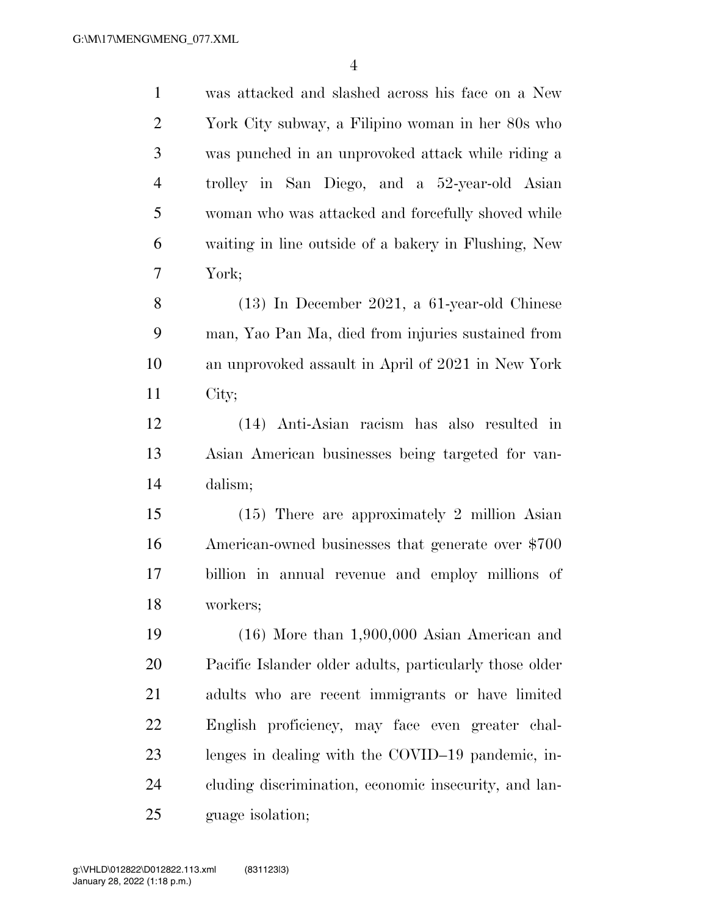was attacked and slashed across his face on a New York City subway, a Filipino woman in her 80s who was punched in an unprovoked attack while riding a trolley in San Diego, and a 52-year-old Asian woman who was attacked and forcefully shoved while waiting in line outside of a bakery in Flushing, New York;

(13) In December 2021, a 61-year-old Chinese man, Yao Pan Ma, died from injuries sustained from an unprovoked assault in April of 2021 in New York City;

(14) Anti-Asian racism has also resulted in Asian American businesses being targeted for vandalism;

(15) There are approximately 2 million Asian American-owned businesses that generate over $700 billion in annual revenue and employ millions of workers;

(16) More than 1,900,000 Asian American and Pacific Islander older adults, particularly those older adults who are recent immigrants or have limited English proficiency, may face even greater challenges in dealing with the COVID–19 pandemic, including discrimination, economic insecurity, and language isolation;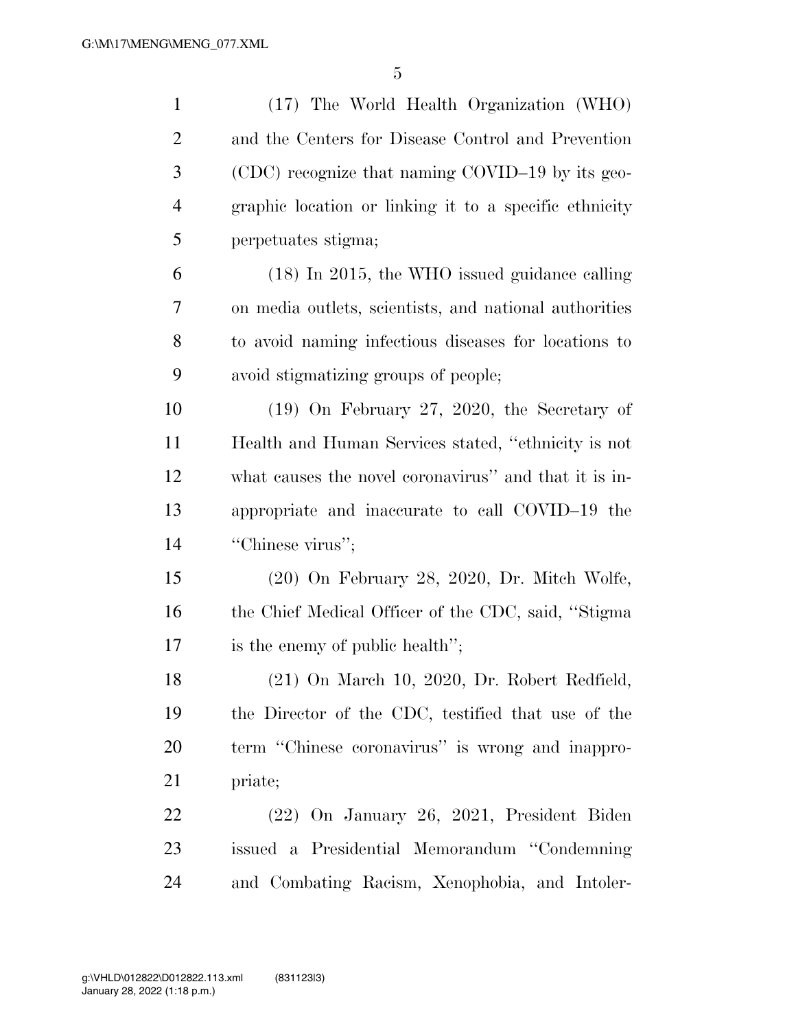(17) The World Health Organization (WHO) and the Centers for Disease Control and Prevention (CDC) recognize that naming COVID–19 by its geographic location or linking it to a specific ethnicity perpetuates stigma;

(18) In 2015, the WHO issued guidance calling on media outlets, scientists, and national authorities to avoid naming infectious diseases for locations to avoid stigmatizing groups of people;

(19) On February 27, 2020, the Secretary of Health and Human Services stated, ''ethnicity is not what causes the novel coronavirus'' and that it is inappropriate and inaccurate to call COVID–19 the ''Chinese virus'';

(20) On February 28, 2020, Dr. Mitch Wolfe, the Chief Medical Officer of the CDC, said, ''Stigma is the enemy of public health'';

(21) On March 10, 2020, Dr. Robert Redfield, the Director of the CDC, testified that use of the term ''Chinese coronavirus'' is wrong and inappropriate;

(22) On January 26, 2021, President Biden issued a Presidential Memorandum ''Condemning and Combating Racism, Xenophobia, and Intoler-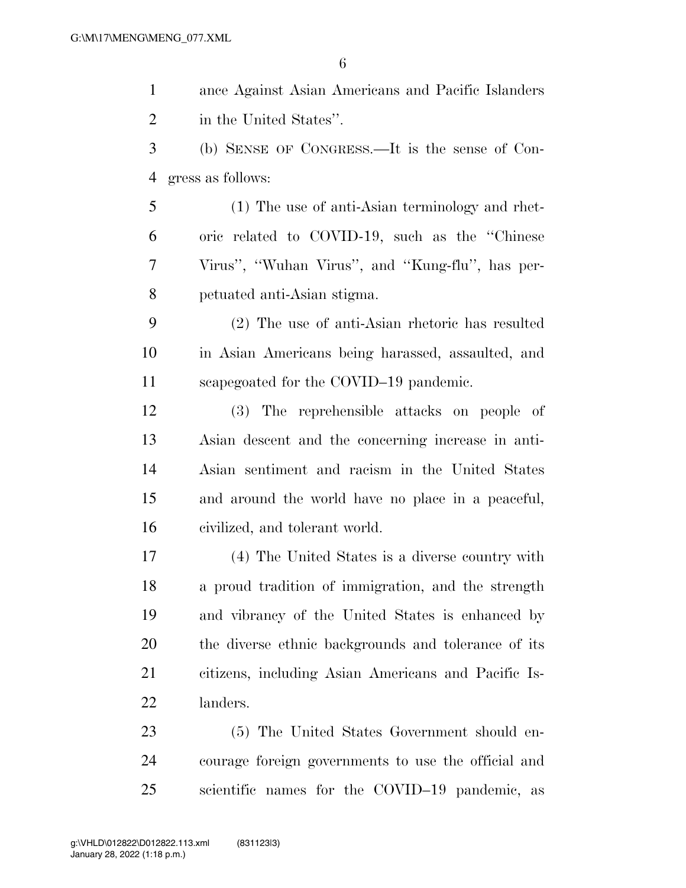ance Against Asian Americans and Pacific Islanders in the United States''.

(b) SENSE OF CONGRESS.—It is the sense of Congress as follows:

(1) The use of anti-Asian terminology and rhetoric related to COVID-19, such as the ''Chinese Virus'', ''Wuhan Virus'', and ''Kung-flu'', has perpetuated anti-Asian stigma.

(2) The use of anti-Asian rhetoric has resulted in Asian Americans being harassed, assaulted, and scapegoated for the COVID–19 pandemic.

(3) The reprehensible attacks on people of Asian descent and the concerning increase in anti-Asian sentiment and racism in the United States and around the world have no place in a peaceful, civilized, and tolerant world.

(4) The United States is a diverse country with a proud tradition of immigration, and the strength and vibrancy of the United States is enhanced by the diverse ethnic backgrounds and tolerance of its citizens, including Asian Americans and Pacific Islanders.

(5) The United States Government should encourage foreign governments to use the official and scientific names for the COVID–19 pandemic, as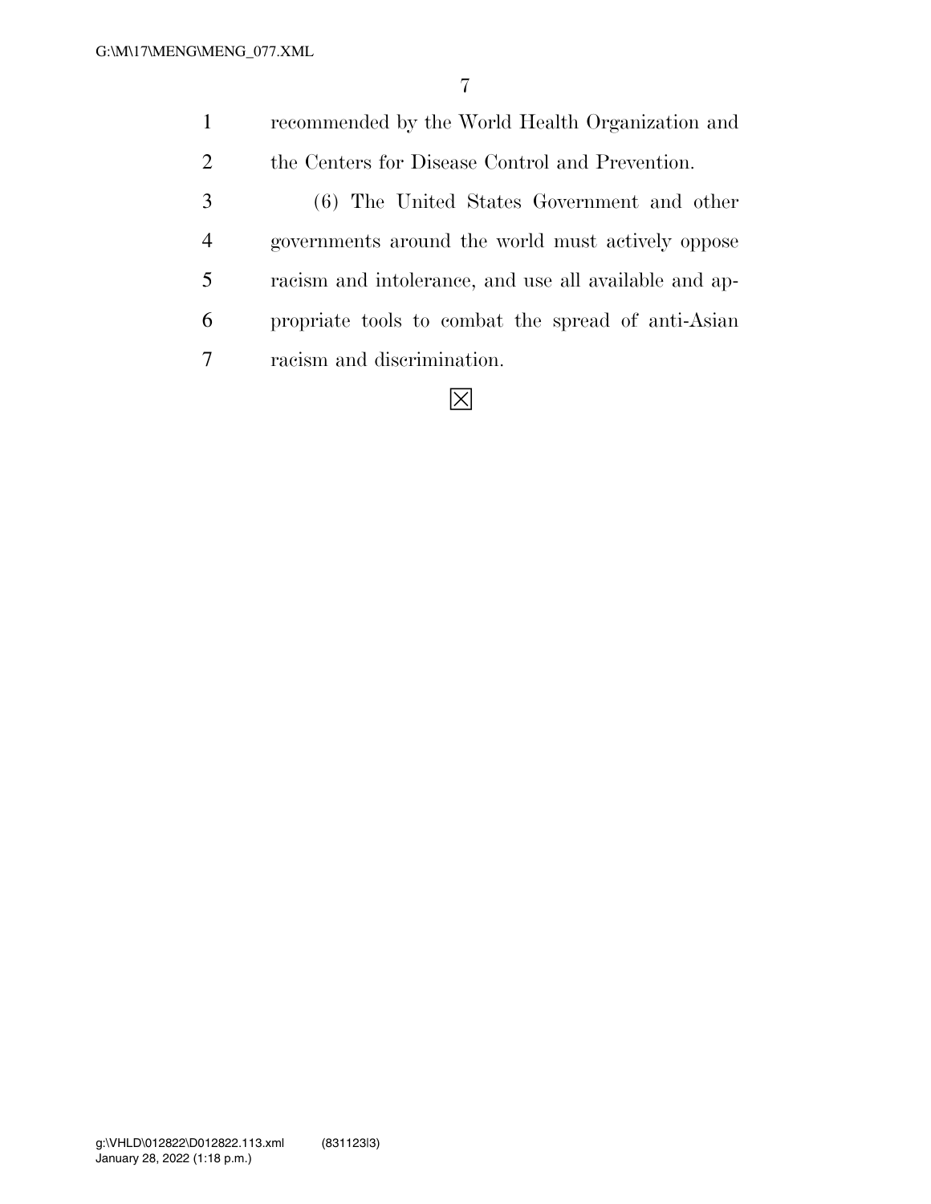recommended by the World Health Organization and the Centers for Disease Control and Prevention.

(6) The United States Government and other governments around the world must actively oppose racism and intolerance, and use all available and appropriate tools to combat the spread of anti-Asian racism and discrimination.

☒